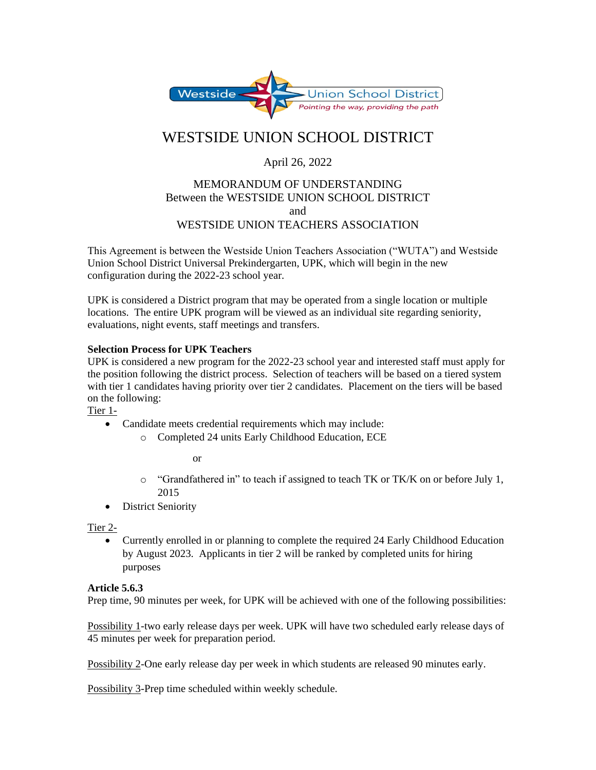# WESTSIDE UNION SCHOOL DISTRICT

April 26, 2022

MEMORANDUM OF UNDERSTANDING
Between the WESTSIDE UNION SCHOOL DISTRICT
and
WESTSIDE UNION TEACHERS ASSOCIATION

This Agreement is between the Westside Union Teachers Association ("WUTA") and Westside Union School District Universal Prekindergarten, UPK, which will begin in the new configuration during the 2022-23 school year.

UPK is considered a District program that may be operated from a single location or multiple locations. The entire UPK program will be viewed as an individual site regarding seniority, evaluations, night events, staff meetings and transfers.

**Selection Process for UPK Teachers**
UPK is considered a new program for the 2022-23 school year and interested staff must apply for the position following the district process. Selection of teachers will be based on a tiered system with tier 1 candidates having priority over tier 2 candidates. Placement on the tiers will be based on the following:

Tier 1-

- Candidate meets credential requirements which may include:
  - Completed 24 units Early Childhood Education, ECE

    or

  - "Grandfathered in" to teach if assigned to teach TK or TK/K on or before July 1, 2015
- District Seniority

Tier 2-

- Currently enrolled in or planning to complete the required 24 Early Childhood Education by August 2023. Applicants in tier 2 will be ranked by completed units for hiring purposes

**Article 5.6.3**
Prep time, 90 minutes per week, for UPK will be achieved with one of the following possibilities:

Possibility 1-two early release days per week. UPK will have two scheduled early release days of 45 minutes per week for preparation period.

Possibility 2-One early release day per week in which students are released 90 minutes early.

Possibility 3-Prep time scheduled within weekly schedule.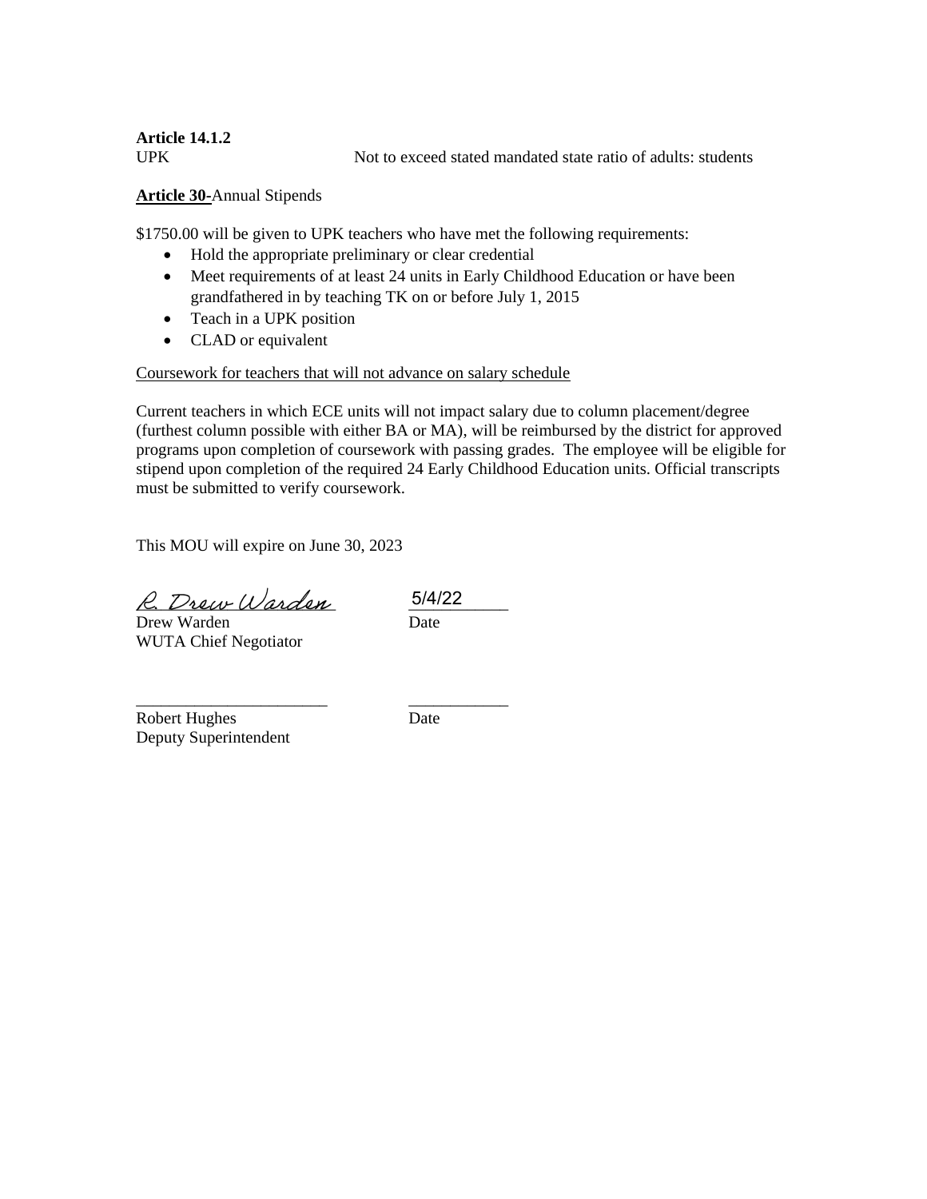**Article 14.1.2**

UPK Not to exceed stated mandated state ratio of adults: students

**Article 30**-Annual Stipends

$1750.00 will be given to UPK teachers who have met the following requirements:

- Hold the appropriate preliminary or clear credential
- Meet requirements of at least 24 units in Early Childhood Education or have been grandfathered in by teaching TK on or before July 1, 2015
- Teach in a UPK position
- CLAD or equivalent

Coursework for teachers that will not advance on salary schedule

Current teachers in which ECE units will not impact salary due to column placement/degree (furthest column possible with either BA or MA), will be reimbursed by the district for approved programs upon completion of coursework with passing grades. The employee will be eligible for stipend upon completion of the required 24 Early Childhood Education units. Official transcripts must be submitted to verify coursework.

This MOU will expire on June 30, 2023

R. Drew Warden 5/4/22

Drew Warden Date

WUTA Chief Negotiator

\_\_\_\_\_\_\_\_\_\_\_\_\_\_\_\_\_\_\_\_\_\_\_ \_\_\_\_\_\_\_\_\_\_\_\_

Robert Hughes Date

Deputy Superintendent